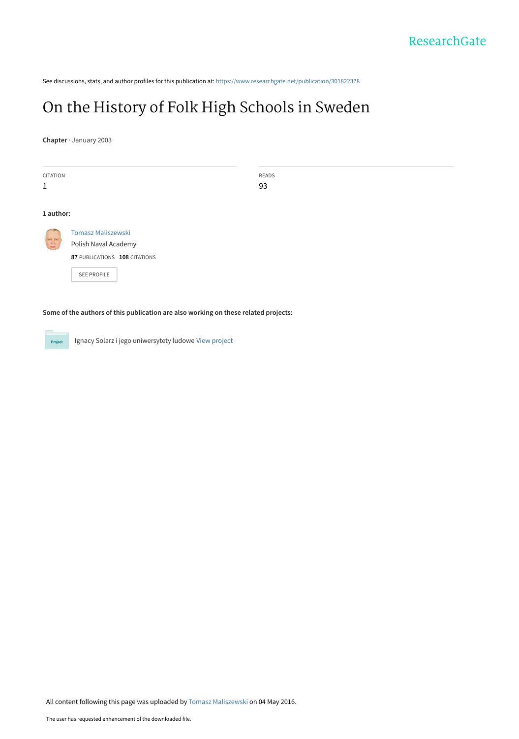See discussions, stats, and author profiles for this publication at: https://www.researchgate.net/publication/301822378

# On the History of Folk High Schools in Sweden

**Chapter** · January 2003

| CITATION | READS |
|---|---|
| 1 | 93 |

**1 author:**

Tomasz Maliszewski
Polish Naval Academy
**87** PUBLICATIONS **108** CITATIONS

SEE PROFILE

**Some of the authors of this publication are also working on these related projects:**

Ignacy Solarz i jego uniwersytety ludowe View project

All content following this page was uploaded by Tomasz Maliszewski on 04 May 2016.

The user has requested enhancement of the downloaded file.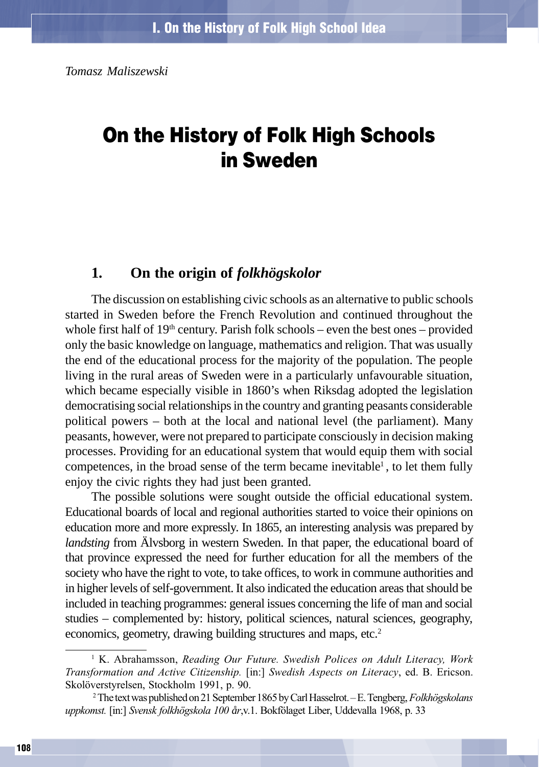*Tomasz Maliszewski*

# On the History of Folk High Schools in Sweden

## 1. On the origin of *folkhögskolor*

The discussion on establishing civic schools as an alternative to public schools started in Sweden before the French Revolution and continued throughout the whole first half of 19th century. Parish folk schools – even the best ones – provided only the basic knowledge on language, mathematics and religion. That was usually the end of the educational process for the majority of the population. The people living in the rural areas of Sweden were in a particularly unfavourable situation, which became especially visible in 1860's when Riksdag adopted the legislation democratising social relationships in the country and granting peasants considerable political powers – both at the local and national level (the parliament). Many peasants, however, were not prepared to participate consciously in decision making processes. Providing for an educational system that would equip them with social competences, in the broad sense of the term became inevitable[1], to let them fully enjoy the civic rights they had just been granted.

The possible solutions were sought outside the official educational system. Educational boards of local and regional authorities started to voice their opinions on education more and more expressly. In 1865, an interesting analysis was prepared by *landsting* from Älvsborg in western Sweden. In that paper, the educational board of that province expressed the need for further education for all the members of the society who have the right to vote, to take offices, to work in commune authorities and in higher levels of self-government. It also indicated the education areas that should be included in teaching programmes: general issues concerning the life of man and social studies – complemented by: history, political sciences, natural sciences, geography, economics, geometry, drawing building structures and maps, etc.[2]

---

[1] K. Abrahamsson, *Reading Our Future. Swedish Polices on Adult Literacy, Work Transformation and Active Citizenship.* [in:] *Swedish Aspects on Literacy*, ed. B. Ericson. Skolöverstyrelsen, Stockholm 1991, p. 90.

[2] The text was published on 21 September 1865 by Carl Hasselrot. – E. Tengberg, *Folkhögskolans uppkomst.* [in:] *Svensk folkhögskola 100 år*,v.1. Bokfölaget Liber, Uddevalla 1968, p. 33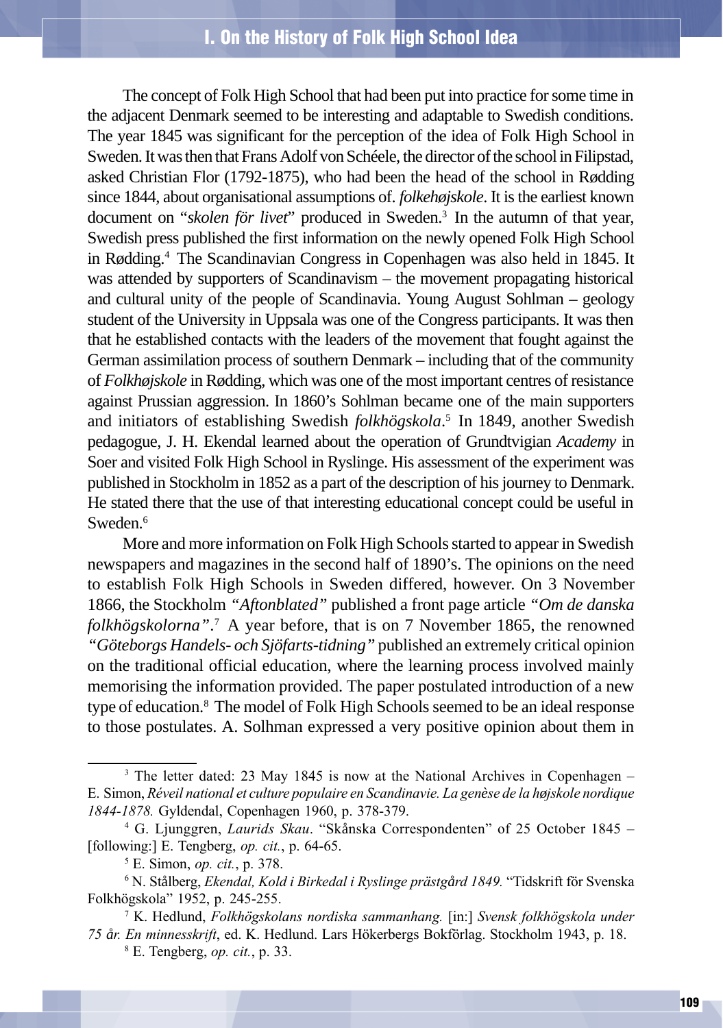The concept of Folk High School that had been put into practice for some time in the adjacent Denmark seemed to be interesting and adaptable to Swedish conditions. The year 1845 was significant for the perception of the idea of Folk High School in Sweden. It was then that Frans Adolf von Schéele, the director of the school in Filipstad, asked Christian Flor (1792-1875), who had been the head of the school in Rødding since 1844, about organisational assumptions of. *folkehøjskole*. It is the earliest known document on "*skolen för livet*" produced in Sweden.[3] In the autumn of that year, Swedish press published the first information on the newly opened Folk High School in Rødding.[4] The Scandinavian Congress in Copenhagen was also held in 1845. It was attended by supporters of Scandinavism – the movement propagating historical and cultural unity of the people of Scandinavia. Young August Sohlman – geology student of the University in Uppsala was one of the Congress participants. It was then that he established contacts with the leaders of the movement that fought against the German assimilation process of southern Denmark – including that of the community of *Folkhøjskole* in Rødding, which was one of the most important centres of resistance against Prussian aggression. In 1860's Sohlman became one of the main supporters and initiators of establishing Swedish *folkhögskola*.[5] In 1849, another Swedish pedagogue, J. H. Ekendal learned about the operation of Grundtvigian *Academy* in Soer and visited Folk High School in Ryslinge. His assessment of the experiment was published in Stockholm in 1852 as a part of the description of his journey to Denmark. He stated there that the use of that interesting educational concept could be useful in Sweden.[6]

More and more information on Folk High Schools started to appear in Swedish newspapers and magazines in the second half of 1890's. The opinions on the need to establish Folk High Schools in Sweden differed, however. On 3 November 1866, the Stockholm *"Aftonblated"* published a front page article *"Om de danska folkhögskolorna"*.[7] A year before, that is on 7 November 1865, the renowned *"Göteborgs Handels- och Sjöfarts-tidning"* published an extremely critical opinion on the traditional official education, where the learning process involved mainly memorising the information provided. The paper postulated introduction of a new type of education.[8] The model of Folk High Schools seemed to be an ideal response to those postulates. A. Solhman expressed a very positive opinion about them in

---

[3] The letter dated: 23 May 1845 is now at the National Archives in Copenhagen – E. Simon, *Réveil national et culture populaire en Scandinavie. La genèse de la højskole nordique 1844-1878.* Gyldendal, Copenhagen 1960, p. 378-379.

[4] G. Ljunggren, *Laurids Skau*. "Skånska Correspondenten" of 25 October 1845 – [following:] E. Tengberg, *op. cit.*, p. 64-65.

[5] E. Simon, *op. cit.*, p. 378.

[6] N. Stålberg, *Ekendal, Kold i Birkedal i Ryslinge prästgård 1849.* "Tidskrift för Svenska Folkhögskola" 1952, p. 245-255.

[7] K. Hedlund, *Folkhögskolans nordiska sammanhang.* [in:] *Svensk folkhögskola under 75 år. En minnesskrift*, ed. K. Hedlund. Lars Hökerbergs Bokförlag. Stockholm 1943, p. 18.

[8] E. Tengberg, *op. cit.*, p. 33.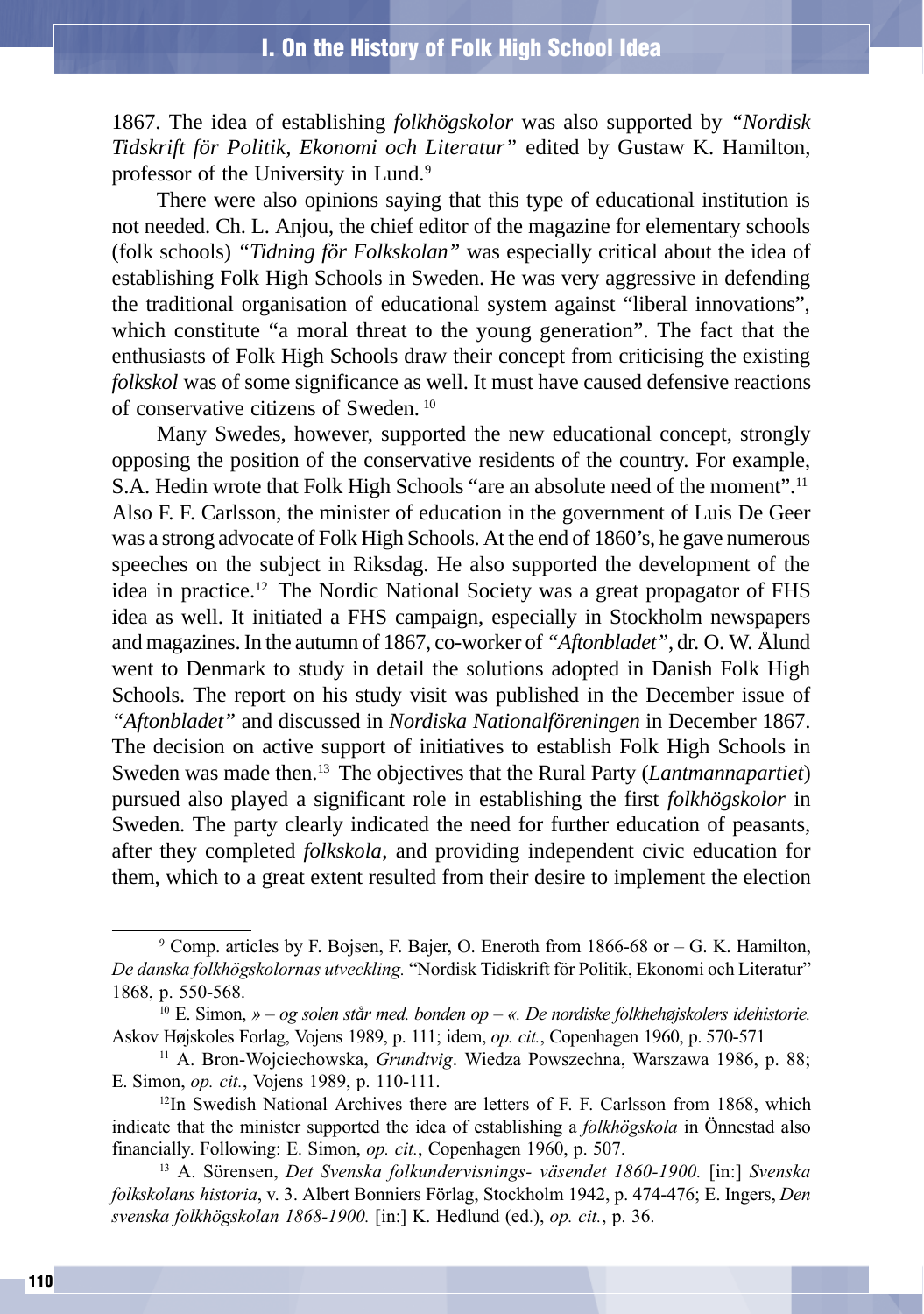1867. The idea of establishing *folkhögskolor* was also supported by *"Nordisk Tidskrift för Politik, Ekonomi och Literatur"* edited by Gustaw K. Hamilton, professor of the University in Lund.[9]

There were also opinions saying that this type of educational institution is not needed. Ch. L. Anjou, the chief editor of the magazine for elementary schools (folk schools) *"Tidning för Folkskolan"* was especially critical about the idea of establishing Folk High Schools in Sweden. He was very aggressive in defending the traditional organisation of educational system against "liberal innovations", which constitute "a moral threat to the young generation". The fact that the enthusiasts of Folk High Schools draw their concept from criticising the existing *folkskol* was of some significance as well. It must have caused defensive reactions of conservative citizens of Sweden.[10]

Many Swedes, however, supported the new educational concept, strongly opposing the position of the conservative residents of the country. For example, S.A. Hedin wrote that Folk High Schools "are an absolute need of the moment".[11] Also F. F. Carlsson, the minister of education in the government of Luis De Geer was a strong advocate of Folk High Schools. At the end of 1860's, he gave numerous speeches on the subject in Riksdag. He also supported the development of the idea in practice.[12] The Nordic National Society was a great propagator of FHS idea as well. It initiated a FHS campaign, especially in Stockholm newspapers and magazines. In the autumn of 1867, co-worker of *"Aftonbladet"*, dr. O. W. Ålund went to Denmark to study in detail the solutions adopted in Danish Folk High Schools. The report on his study visit was published in the December issue of *"Aftonbladet"* and discussed in *Nordiska Nationalföreningen* in December 1867. The decision on active support of initiatives to establish Folk High Schools in Sweden was made then.[13] The objectives that the Rural Party (*Lantmannapartiet*) pursued also played a significant role in establishing the first *folkhögskolor* in Sweden. The party clearly indicated the need for further education of peasants, after they completed *folkskola*, and providing independent civic education for them, which to a great extent resulted from their desire to implement the election

---

[9] Comp. articles by F. Bojsen, F. Bajer, O. Eneroth from 1866-68 or – G. K. Hamilton, *De danska folkhögskolornas utveckling.* "Nordisk Tidiskrift för Politik, Ekonomi och Literatur" 1868, p. 550-568.

[10] E. Simon, *» – og solen står med. bonden op – «. De nordiske folkehøjskolers idehistorie.* Askov Højskoles Forlag, Vojens 1989, p. 111; idem, *op. cit.*, Copenhagen 1960, p. 570-571

[11] A. Bron-Wojciechowska, *Grundtvig*. Wiedza Powszechna, Warszawa 1986, p. 88; E. Simon, *op. cit.*, Vojens 1989, p. 110-111.

[12] In Swedish National Archives there are letters of F. F. Carlsson from 1868, which indicate that the minister supported the idea of establishing a *folkhögskola* in Önnestad also financially. Following: E. Simon, *op. cit.*, Copenhagen 1960, p. 507.

[13] A. Sörensen, *Det Svenska folkundervisnings- väsendet 1860-1900.* [in:] *Svenska folkskolans historia*, v. 3. Albert Bonniers Förlag, Stockholm 1942, p. 474-476; E. Ingers, *Den svenska folkhögskolan 1868-1900.* [in:] K. Hedlund (ed.), *op. cit.*, p. 36.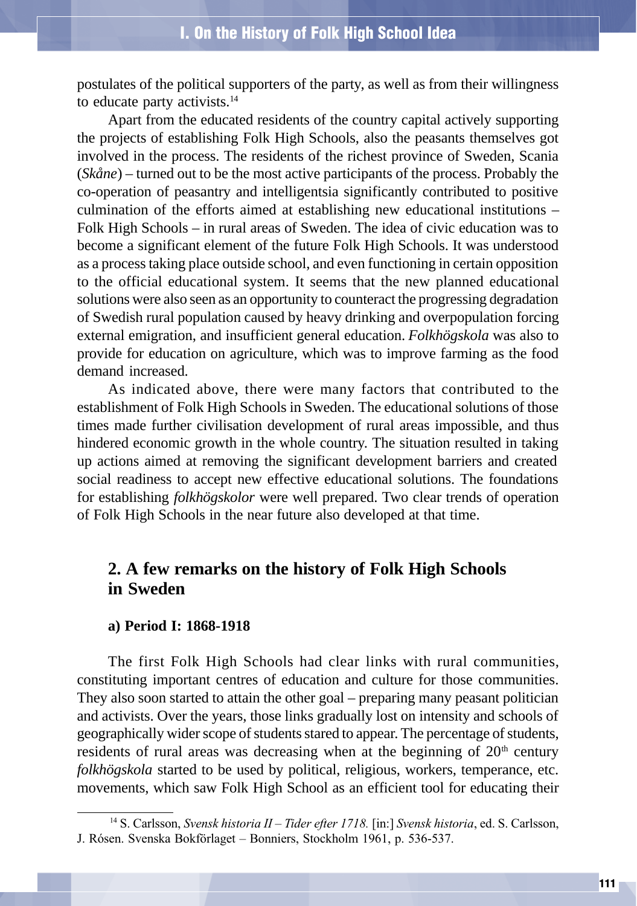postulates of the political supporters of the party, as well as from their willingness to educate party activists.[14]

Apart from the educated residents of the country capital actively supporting the projects of establishing Folk High Schools, also the peasants themselves got involved in the process. The residents of the richest province of Sweden, Scania (*Skåne*) – turned out to be the most active participants of the process. Probably the co-operation of peasantry and intelligentsia significantly contributed to positive culmination of the efforts aimed at establishing new educational institutions – Folk High Schools – in rural areas of Sweden. The idea of civic education was to become a significant element of the future Folk High Schools. It was understood as a process taking place outside school, and even functioning in certain opposition to the official educational system. It seems that the new planned educational solutions were also seen as an opportunity to counteract the progressing degradation of Swedish rural population caused by heavy drinking and overpopulation forcing external emigration, and insufficient general education. *Folkhögskola* was also to provide for education on agriculture, which was to improve farming as the food demand increased.

As indicated above, there were many factors that contributed to the establishment of Folk High Schools in Sweden. The educational solutions of those times made further civilisation development of rural areas impossible, and thus hindered economic growth in the whole country. The situation resulted in taking up actions aimed at removing the significant development barriers and created social readiness to accept new effective educational solutions. The foundations for establishing *folkhögskolor* were well prepared. Two clear trends of operation of Folk High Schools in the near future also developed at that time.

## 2. A few remarks on the history of Folk High Schools in Sweden

### a) Period I: 1868-1918

The first Folk High Schools had clear links with rural communities, constituting important centres of education and culture for those communities. They also soon started to attain the other goal – preparing many peasant politician and activists. Over the years, those links gradually lost on intensity and schools of geographically wider scope of students stared to appear. The percentage of students, residents of rural areas was decreasing when at the beginning of 20th century *folkhögskola* started to be used by political, religious, workers, temperance, etc. movements, which saw Folk High School as an efficient tool for educating their

[14] S. Carlsson, *Svensk historia II – Tider efter 1718.* [in:] *Svensk historia*, ed. S. Carlsson, J. Rósen. Svenska Bokförlaget – Bonniers, Stockholm 1961, p. 536-537.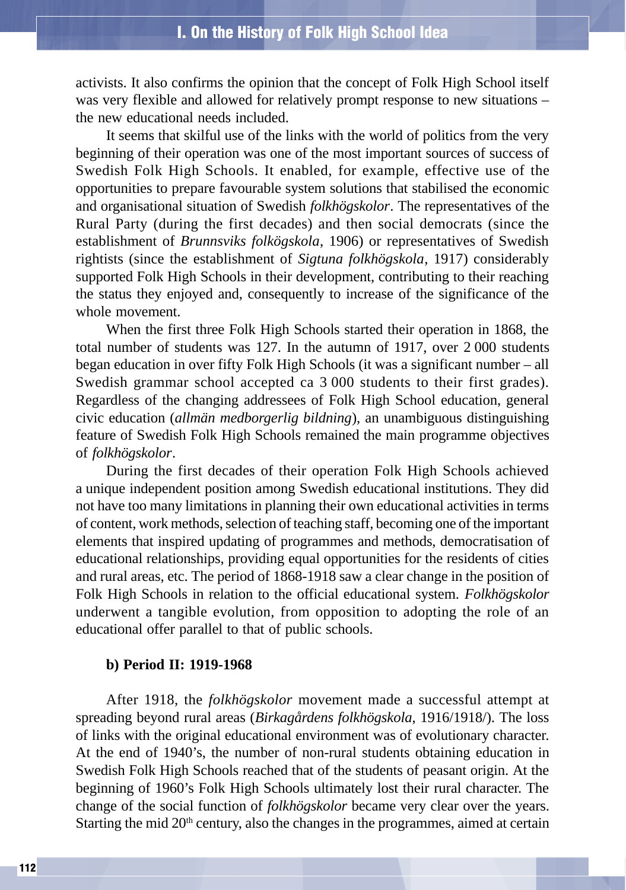activists. It also confirms the opinion that the concept of Folk High School itself was very flexible and allowed for relatively prompt response to new situations – the new educational needs included.

It seems that skilful use of the links with the world of politics from the very beginning of their operation was one of the most important sources of success of Swedish Folk High Schools. It enabled, for example, effective use of the opportunities to prepare favourable system solutions that stabilised the economic and organisational situation of Swedish *folkhögskolor*. The representatives of the Rural Party (during the first decades) and then social democrats (since the establishment of *Brunnsviks folkögskola*, 1906) or representatives of Swedish rightists (since the establishment of *Sigtuna folkhögskola*, 1917) considerably supported Folk High Schools in their development, contributing to their reaching the status they enjoyed and, consequently to increase of the significance of the whole movement.

When the first three Folk High Schools started their operation in 1868, the total number of students was 127. In the autumn of 1917, over 2 000 students began education in over fifty Folk High Schools (it was a significant number – all Swedish grammar school accepted ca 3 000 students to their first grades). Regardless of the changing addressees of Folk High School education, general civic education (*allmän medborgerlig bildning*), an unambiguous distinguishing feature of Swedish Folk High Schools remained the main programme objectives of *folkhögskolor*.

During the first decades of their operation Folk High Schools achieved a unique independent position among Swedish educational institutions. They did not have too many limitations in planning their own educational activities in terms of content, work methods, selection of teaching staff, becoming one of the important elements that inspired updating of programmes and methods, democratisation of educational relationships, providing equal opportunities for the residents of cities and rural areas, etc. The period of 1868-1918 saw a clear change in the position of Folk High Schools in relation to the official educational system. *Folkhögskolor* underwent a tangible evolution, from opposition to adopting the role of an educational offer parallel to that of public schools.

**b) Period II: 1919-1968**

After 1918, the *folkhögskolor* movement made a successful attempt at spreading beyond rural areas (*Birkagårdens folkhögskola*, 1916/1918/). The loss of links with the original educational environment was of evolutionary character. At the end of 1940's, the number of non-rural students obtaining education in Swedish Folk High Schools reached that of the students of peasant origin. At the beginning of 1960's Folk High Schools ultimately lost their rural character. The change of the social function of *folkhögskolor* became very clear over the years. Starting the mid 20th century, also the changes in the programmes, aimed at certain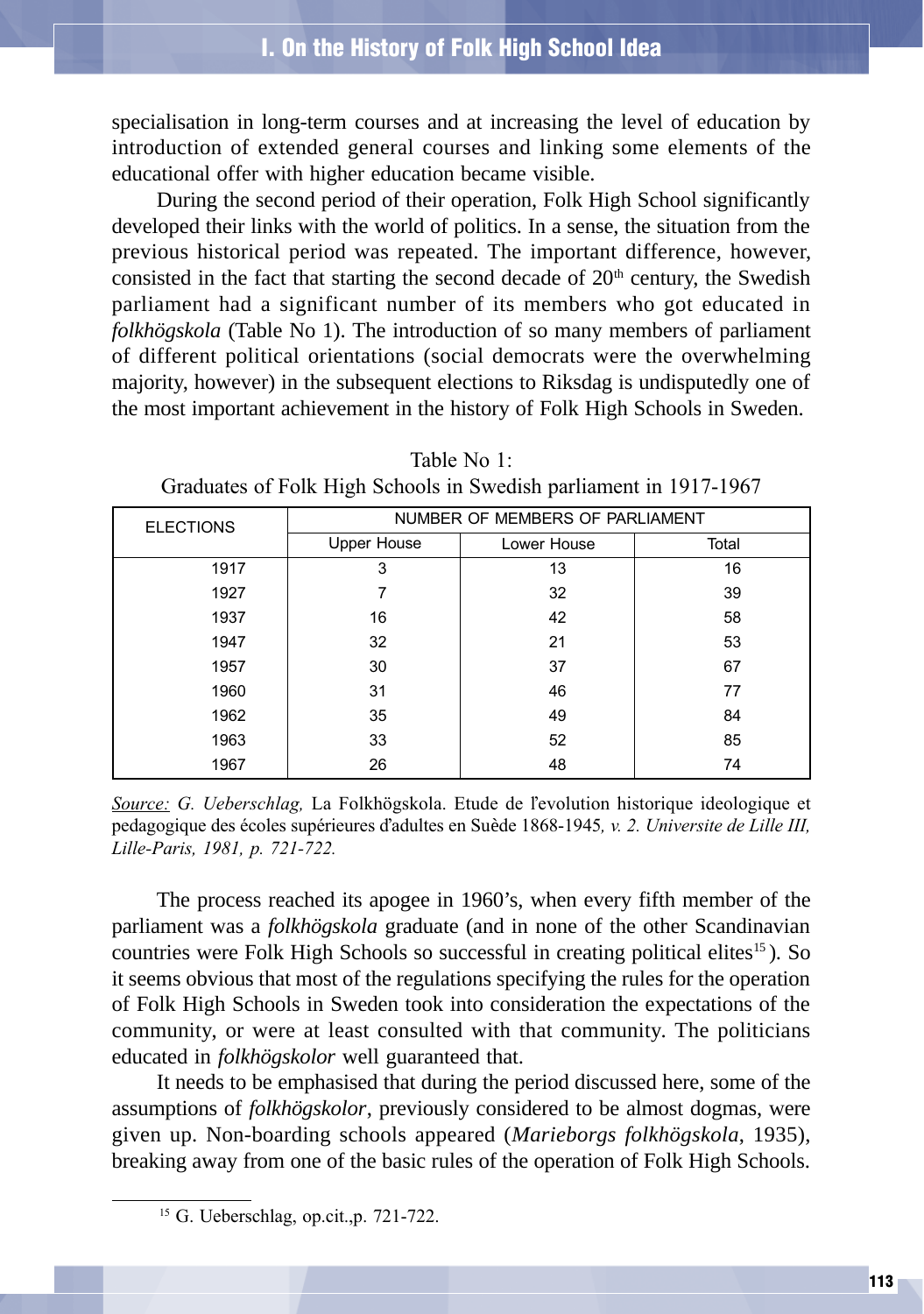specialisation in long-term courses and at increasing the level of education by introduction of extended general courses and linking some elements of the educational offer with higher education became visible.

During the second period of their operation, Folk High School significantly developed their links with the world of politics. In a sense, the situation from the previous historical period was repeated. The important difference, however, consisted in the fact that starting the second decade of 20th century, the Swedish parliament had a significant number of its members who got educated in *folkhögskola* (Table No 1). The introduction of so many members of parliament of different political orientations (social democrats were the overwhelming majority, however) in the subsequent elections to Riksdag is undisputedly one of the most important achievement in the history of Folk High Schools in Sweden.

Table No 1:
Graduates of Folk High Schools in Swedish parliament in 1917-1967

| ELECTIONS | NUMBER OF MEMBERS OF PARLIAMENT | | |
|---|---|---|---|
| | Upper House | Lower House | Total |
| 1917 | 3 | 13 | 16 |
| 1927 | 7 | 32 | 39 |
| 1937 | 16 | 42 | 58 |
| 1947 | 32 | 21 | 53 |
| 1957 | 30 | 37 | 67 |
| 1960 | 31 | 46 | 77 |
| 1962 | 35 | 49 | 84 |
| 1963 | 33 | 52 | 85 |
| 1967 | 26 | 48 | 74 |

*Source: G. Ueberschlag,* La Folkhögskola. Etude de l'evolution historique ideologique et pedagogique des écoles supérieures d'adultes en Suède 1868-1945*, v. 2. Universite de Lille III, Lille-Paris, 1981, p. 721-722.*

The process reached its apogee in 1960's, when every fifth member of the parliament was a *folkhögskola* graduate (and in none of the other Scandinavian countries were Folk High Schools so successful in creating political elites[15]). So it seems obvious that most of the regulations specifying the rules for the operation of Folk High Schools in Sweden took into consideration the expectations of the community, or were at least consulted with that community. The politicians educated in *folkhögskolor* well guaranteed that.

It needs to be emphasised that during the period discussed here, some of the assumptions of *folkhögskolor*, previously considered to be almost dogmas, were given up. Non-boarding schools appeared (*Marieborgs folkhögskola*, 1935), breaking away from one of the basic rules of the operation of Folk High Schools.

[15] G. Ueberschlag, op.cit.,p. 721-722.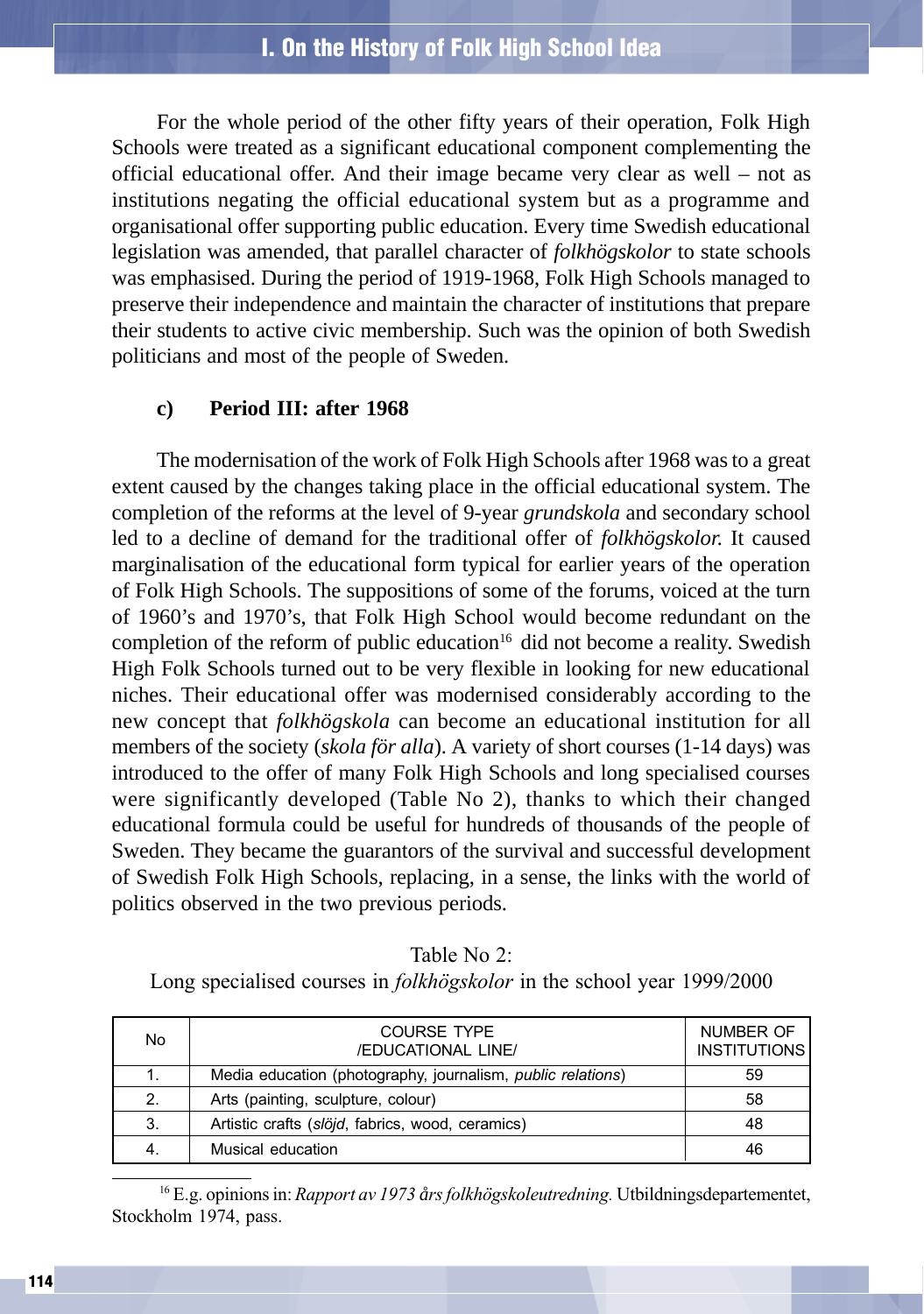For the whole period of the other fifty years of their operation, Folk High Schools were treated as a significant educational component complementing the official educational offer. And their image became very clear as well – not as institutions negating the official educational system but as a programme and organisational offer supporting public education. Every time Swedish educational legislation was amended, that parallel character of *folkhögskolor* to state schools was emphasised. During the period of 1919-1968, Folk High Schools managed to preserve their independence and maintain the character of institutions that prepare their students to active civic membership. Such was the opinion of both Swedish politicians and most of the people of Sweden.

### c) Period III: after 1968

The modernisation of the work of Folk High Schools after 1968 was to a great extent caused by the changes taking place in the official educational system. The completion of the reforms at the level of 9-year *grundskola* and secondary school led to a decline of demand for the traditional offer of *folkhögskolor.* It caused marginalisation of the educational form typical for earlier years of the operation of Folk High Schools. The suppositions of some of the forums, voiced at the turn of 1960's and 1970's, that Folk High School would become redundant on the completion of the reform of public education[16] did not become a reality. Swedish High Folk Schools turned out to be very flexible in looking for new educational niches. Their educational offer was modernised considerably according to the new concept that *folkhögskola* can become an educational institution for all members of the society (*skola för alla*). A variety of short courses (1-14 days) was introduced to the offer of many Folk High Schools and long specialised courses were significantly developed (Table No 2), thanks to which their changed educational formula could be useful for hundreds of thousands of the people of Sweden. They became the guarantors of the survival and successful development of Swedish Folk High Schools, replacing, in a sense, the links with the world of politics observed in the two previous periods.

Table No 2:
Long specialised courses in *folkhögskolor* in the school year 1999/2000

| No | COURSE TYPE /EDUCATIONAL LINE/ | NUMBER OF INSTITUTIONS |
|---|---|---|
| 1. | Media education (photography, journalism, *public relations*) | 59 |
| 2. | Arts (painting, sculpture, colour) | 58 |
| 3. | Artistic crafts (*slöjd*, fabrics, wood, ceramics) | 48 |
| 4. | Musical education | 46 |

[16] E.g. opinions in: *Rapport av 1973 års folkhögskoleutredning.* Utbildningsdepartementet, Stockholm 1974, pass.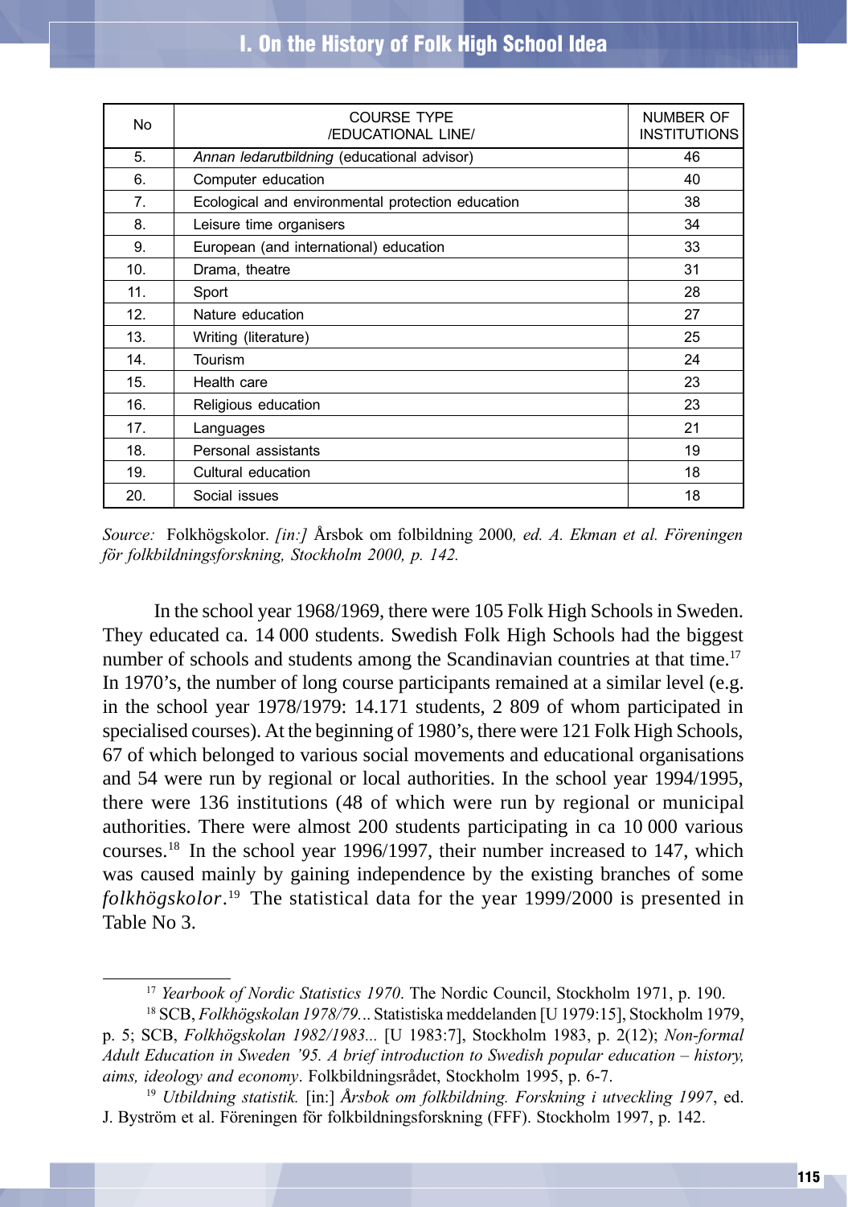| No | COURSE TYPE /EDUCATIONAL LINE/ | NUMBER OF INSTITUTIONS |
|---|---|---|
| 5. | *Annan ledarutbildning* (educational advisor) | 46 |
| 6. | Computer education | 40 |
| 7. | Ecological and environmental protection education | 38 |
| 8. | Leisure time organisers | 34 |
| 9. | European (and international) education | 33 |
| 10. | Drama, theatre | 31 |
| 11. | Sport | 28 |
| 12. | Nature education | 27 |
| 13. | Writing (literature) | 25 |
| 14. | Tourism | 24 |
| 15. | Health care | 23 |
| 16. | Religious education | 23 |
| 17. | Languages | 21 |
| 18. | Personal assistants | 19 |
| 19. | Cultural education | 18 |
| 20. | Social issues | 18 |

*Source:* Folkhögskolor. *[in:]* Årsbok om folbildning 2000*, ed. A. Ekman et al. Föreningen för folkbildningsforskning, Stockholm 2000, p. 142.*

In the school year 1968/1969, there were 105 Folk High Schools in Sweden. They educated ca. 14 000 students. Swedish Folk High Schools had the biggest number of schools and students among the Scandinavian countries at that time.[17] In 1970's, the number of long course participants remained at a similar level (e.g. in the school year 1978/1979: 14.171 students, 2 809 of whom participated in specialised courses). At the beginning of 1980's, there were 121 Folk High Schools, 67 of which belonged to various social movements and educational organisations and 54 were run by regional or local authorities. In the school year 1994/1995, there were 136 institutions (48 of which were run by regional or municipal authorities. There were almost 200 students participating in ca 10 000 various courses.[18] In the school year 1996/1997, their number increased to 147, which was caused mainly by gaining independence by the existing branches of some *folkhögskolor*.[19] The statistical data for the year 1999/2000 is presented in Table No 3.

---

[17] *Yearbook of Nordic Statistics 1970*. The Nordic Council, Stockholm 1971, p. 190.

[18] SCB, *Folkhögskolan 1978/79...* Statistiska meddelanden [U 1979:15], Stockholm 1979, p. 5; SCB, *Folkhögskolan 1982/1983...* [U 1983:7], Stockholm 1983, p. 2(12); *Non-formal Adult Education in Sweden '95. A brief introduction to Swedish popular education – history, aims, ideology and economy*. Folkbildningsrådet, Stockholm 1995, p. 6-7.

[19] *Utbildning statistik.* [in:] *Årsbok om folkbildning. Forskning i utveckling 1997*, ed. J. Byström et al. Föreningen för folkbildningsforskning (FFF). Stockholm 1997, p. 142.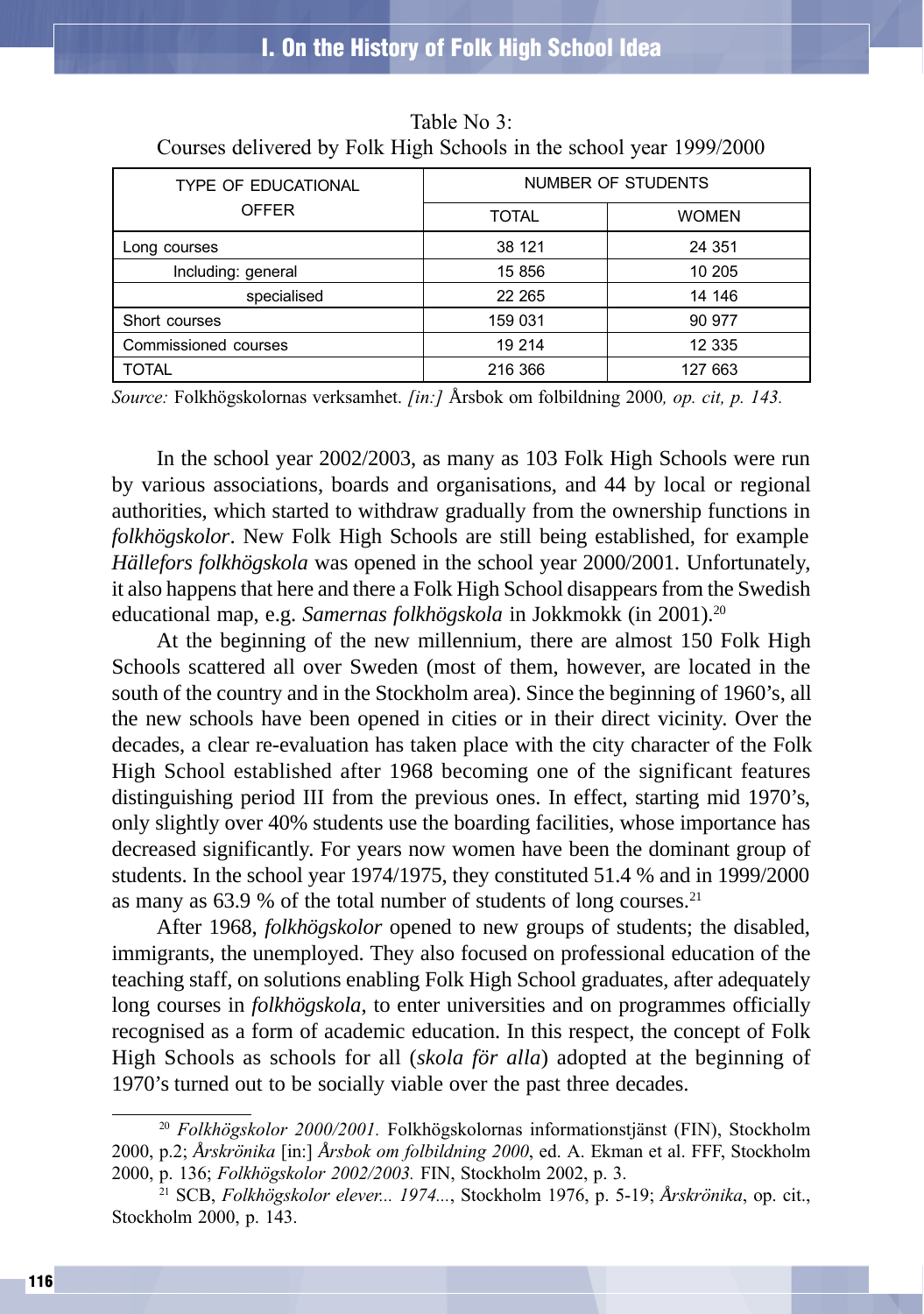Table No 3:
Courses delivered by Folk High Schools in the school year 1999/2000

| TYPE OF EDUCATIONAL OFFER | NUMBER OF STUDENTS | |
|---|---|---|
| | TOTAL | WOMEN |
| Long courses | 38 121 | 24 351 |
| Including: general | 15 856 | 10 205 |
| specialised | 22 265 | 14 146 |
| Short courses | 159 031 | 90 977 |
| Commissioned courses | 19 214 | 12 335 |
| TOTAL | 216 366 | 127 663 |

*Source:* Folkhögskolornas verksamhet. *[in:]* Årsbok om folbildning 2000*, op. cit, p. 143.*

In the school year 2002/2003, as many as 103 Folk High Schools were run by various associations, boards and organisations, and 44 by local or regional authorities, which started to withdraw gradually from the ownership functions in *folkhögskolor*. New Folk High Schools are still being established, for example *Hällefors folkhögskola* was opened in the school year 2000/2001. Unfortunately, it also happens that here and there a Folk High School disappears from the Swedish educational map, e.g. *Samernas folkhögskola* in Jokkmokk (in 2001).[20]

At the beginning of the new millennium, there are almost 150 Folk High Schools scattered all over Sweden (most of them, however, are located in the south of the country and in the Stockholm area). Since the beginning of 1960's, all the new schools have been opened in cities or in their direct vicinity. Over the decades, a clear re-evaluation has taken place with the city character of the Folk High School established after 1968 becoming one of the significant features distinguishing period III from the previous ones. In effect, starting mid 1970's, only slightly over 40% students use the boarding facilities, whose importance has decreased significantly. For years now women have been the dominant group of students. In the school year 1974/1975, they constituted 51.4 % and in 1999/2000 as many as 63.9 % of the total number of students of long courses.[21]

After 1968, *folkhögskolor* opened to new groups of students; the disabled, immigrants, the unemployed. They also focused on professional education of the teaching staff, on solutions enabling Folk High School graduates, after adequately long courses in *folkhögskola*, to enter universities and on programmes officially recognised as a form of academic education. In this respect, the concept of Folk High Schools as schools for all (*skola för alla*) adopted at the beginning of 1970's turned out to be socially viable over the past three decades.

[20] *Folkhögskolor 2000/2001.* Folkhögskolornas informationstjänst (FIN), Stockholm 2000, p.2; *Årskrönika* [in:] *Årsbok om folbildning 2000*, ed. A. Ekman et al. FFF, Stockholm 2000, p. 136; *Folkhögskolor 2002/2003.* FIN, Stockholm 2002, p. 3.

[21] SCB, *Folkhögskolor elever... 1974...*, Stockholm 1976, p. 5-19; *Årskrönika*, op. cit., Stockholm 2000, p. 143.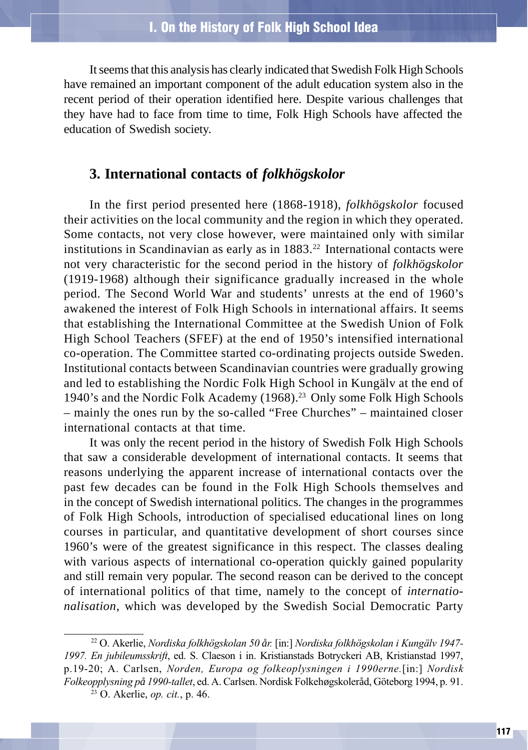It seems that this analysis has clearly indicated that Swedish Folk High Schools have remained an important component of the adult education system also in the recent period of their operation identified here. Despite various challenges that they have had to face from time to time, Folk High Schools have affected the education of Swedish society.

## 3. International contacts of *folkhögskolor*

In the first period presented here (1868-1918), *folkhögskolor* focused their activities on the local community and the region in which they operated. Some contacts, not very close however, were maintained only with similar institutions in Scandinavian as early as in 1883.[22] International contacts were not very characteristic for the second period in the history of *folkhögskolor* (1919-1968) although their significance gradually increased in the whole period. The Second World War and students' unrests at the end of 1960's awakened the interest of Folk High Schools in international affairs. It seems that establishing the International Committee at the Swedish Union of Folk High School Teachers (SFEF) at the end of 1950's intensified international co-operation. The Committee started co-ordinating projects outside Sweden. Institutional contacts between Scandinavian countries were gradually growing and led to establishing the Nordic Folk High School in Kungälv at the end of 1940's and the Nordic Folk Academy (1968).[23] Only some Folk High Schools – mainly the ones run by the so-called "Free Churches" – maintained closer international contacts at that time.

It was only the recent period in the history of Swedish Folk High Schools that saw a considerable development of international contacts. It seems that reasons underlying the apparent increase of international contacts over the past few decades can be found in the Folk High Schools themselves and in the concept of Swedish international politics. The changes in the programmes of Folk High Schools, introduction of specialised educational lines on long courses in particular, and quantitative development of short courses since 1960's were of the greatest significance in this respect. The classes dealing with various aspects of international co-operation quickly gained popularity and still remain very popular. The second reason can be derived to the concept of international politics of that time, namely to the concept of *internationalisation*, which was developed by the Swedish Social Democratic Party

---

[22] O. Akerlie, *Nordiska folkhögskolan 50 år.* [in:] *Nordiska folkhögskolan i Kungälv 1947-1997. En jubileumsskrift*, ed. S. Claeson i in. Kristianstads Botryckeri AB, Kristianstad 1997, p.19-20; A. Carlsen, *Norden, Europa og folkeoplysningen i 1990erne.*[in:] *Nordisk Folkeopplysning på 1990-tallet*, ed. A. Carlsen. Nordisk Folkehøgskoleråd, Göteborg 1994, p. 91.

[23] O. Akerlie, *op. cit.*, p. 46.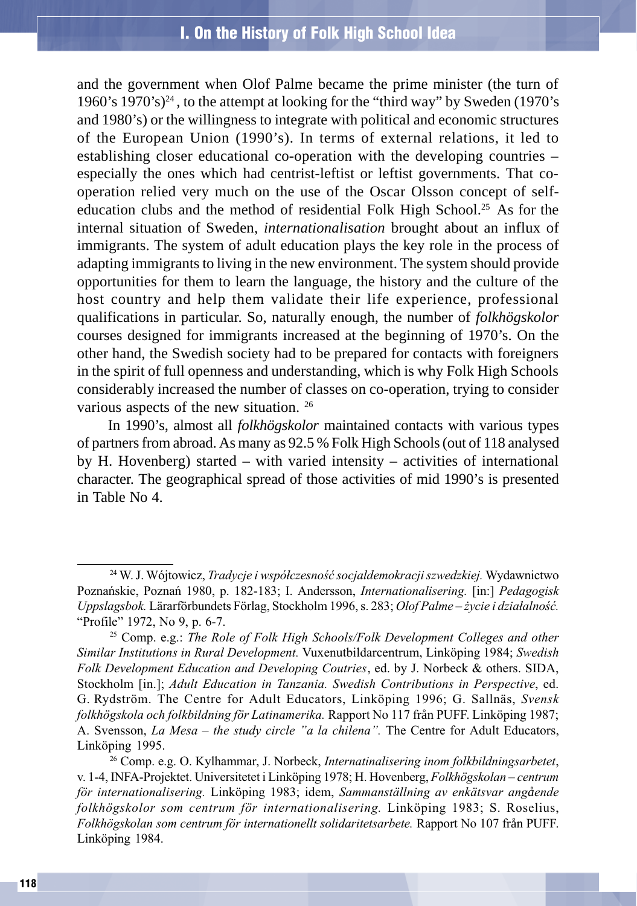and the government when Olof Palme became the prime minister (the turn of 1960's 1970's)[24], to the attempt at looking for the "third way" by Sweden (1970's and 1980's) or the willingness to integrate with political and economic structures of the European Union (1990's). In terms of external relations, it led to establishing closer educational co-operation with the developing countries – especially the ones which had centrist-leftist or leftist governments. That co-operation relied very much on the use of the Oscar Olsson concept of self-education clubs and the method of residential Folk High School.[25] As for the internal situation of Sweden, *internationalisation* brought about an influx of immigrants. The system of adult education plays the key role in the process of adapting immigrants to living in the new environment. The system should provide opportunities for them to learn the language, the history and the culture of the host country and help them validate their life experience, professional qualifications in particular. So, naturally enough, the number of *folkhögskolor* courses designed for immigrants increased at the beginning of 1970's. On the other hand, the Swedish society had to be prepared for contacts with foreigners in the spirit of full openness and understanding, which is why Folk High Schools considerably increased the number of classes on co-operation, trying to consider various aspects of the new situation. [26]

In 1990's, almost all *folkhögskolor* maintained contacts with various types of partners from abroad. As many as 92.5 % Folk High Schools (out of 118 analysed by H. Hovenberg) started – with varied intensity – activities of international character. The geographical spread of those activities of mid 1990's is presented in Table No 4.

---

[24] W. J. Wójtowicz, *Tradycje i współczesność socjaldemokracji szwedzkiej.* Wydawnictwo Poznańskie, Poznań 1980, p. 182-183; I. Andersson, *Internationalisering.* [in:] *Pedagogisk Uppslagsbok.* Lärarförbundets Förlag, Stockholm 1996, s. 283; *Olof Palme – życie i działalność.* "Profile" 1972, No 9, p. 6-7.

[25] Comp. e.g.: *The Role of Folk High Schools/Folk Development Colleges and other Similar Institutions in Rural Development.* Vuxenutbildarcentrum, Linköping 1984; *Swedish Folk Development Education and Developing Coutries*, ed. by J. Norbeck & others. SIDA, Stockholm [in.]; *Adult Education in Tanzania. Swedish Contributions in Perspective*, ed. G. Rydström. The Centre for Adult Educators, Linköping 1996; G. Sallnäs, *Svensk folkhögskola och folkbildning för Latinamerika.* Rapport No 117 från PUFF. Linköping 1987; A. Svensson, *La Mesa – the study circle "a la chilena".* The Centre for Adult Educators, Linköping 1995.

[26] Comp. e.g. O. Kylhammar, J. Norbeck, *Internatinalisering inom folkbildningsarbetet*, v. 1-4, INFA-Projektet. Universitetet i Linköping 1978; H. Hovenberg, *Folkhögskolan – centrum för internationalisering.* Linköping 1983; idem, *Sammanställning av enkätsvar angående folkhögskolor som centrum för internationalisering.* Linköping 1983; S. Roselius, *Folkhögskolan som centrum för internationellt solidaritetsarbete.* Rapport No 107 från PUFF. Linköping 1984.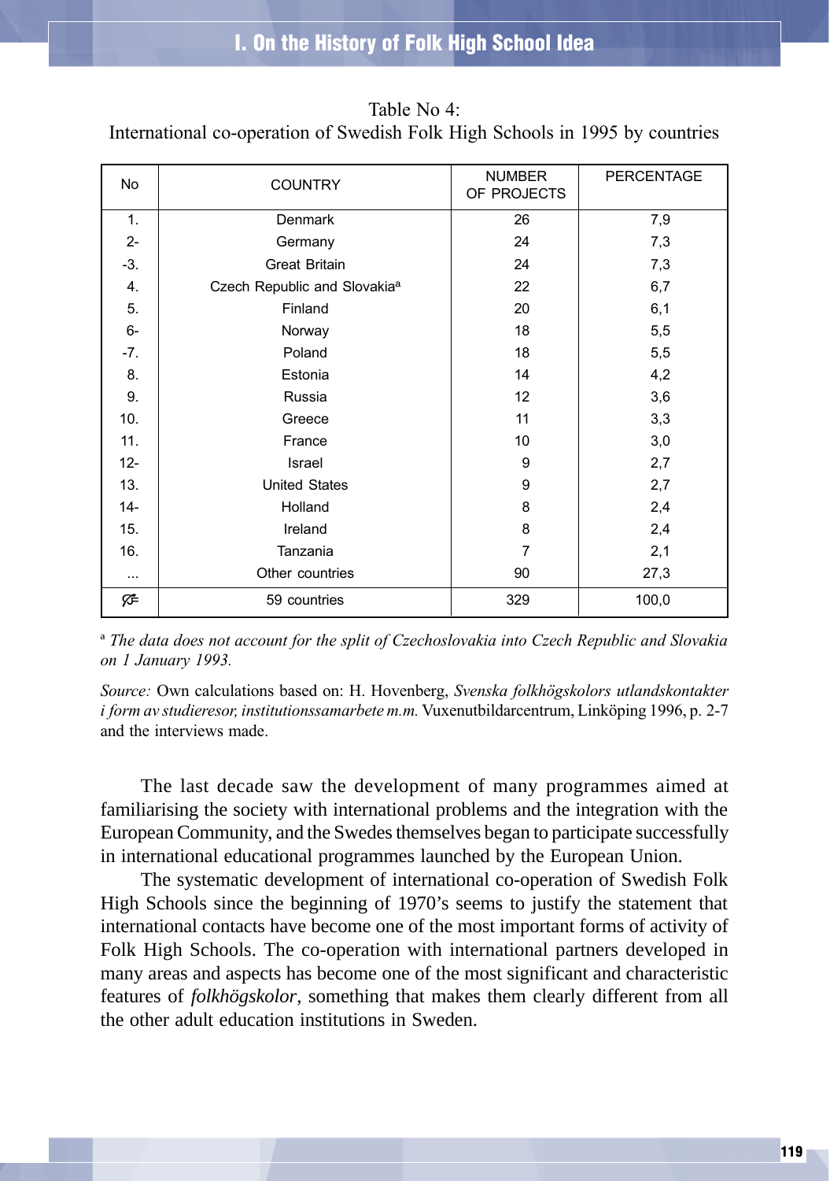Table No 4:
International co-operation of Swedish Folk High Schools in 1995 by countries

| No | COUNTRY | NUMBER OF PROJECTS | PERCENTAGE |
|---|---|---|---|
| 1. | Denmark | 26 | 7,9 |
| 2- | Germany | 24 | 7,3 |
| -3. | Great Britain | 24 | 7,3 |
| 4. | Czech Republic and Slovakia[a] | 22 | 6,7 |
| 5. | Finland | 20 | 6,1 |
| 6- | Norway | 18 | 5,5 |
| -7. | Poland | 18 | 5,5 |
| 8. | Estonia | 14 | 4,2 |
| 9. | Russia | 12 | 3,6 |
| 10. | Greece | 11 | 3,3 |
| 11. | France | 10 | 3,0 |
| 12- | Israel | 9 | 2,7 |
| 13. | United States | 9 | 2,7 |
| 14- | Holland | 8 | 2,4 |
| 15. | Ireland | 8 | 2,4 |
| 16. | Tanzania | 7 | 2,1 |
| ... | Other countries | 90 | 27,3 |
| Σ | 59 countries | 329 | 100,0 |

[a] *The data does not account for the split of Czechoslovakia into Czech Republic and Slovakia on 1 January 1993.*

*Source:* Own calculations based on: H. Hovenberg, *Svenska folkhögskolors utlandskontakter i form av studieresor, institutionssamarbete m.m.* Vuxenutbildarcentrum, Linköping 1996, p. 2-7 and the interviews made.

The last decade saw the development of many programmes aimed at familiarising the society with international problems and the integration with the European Community, and the Swedes themselves began to participate successfully in international educational programmes launched by the European Union.

The systematic development of international co-operation of Swedish Folk High Schools since the beginning of 1970's seems to justify the statement that international contacts have become one of the most important forms of activity of Folk High Schools. The co-operation with international partners developed in many areas and aspects has become one of the most significant and characteristic features of *folkhögskolor*, something that makes them clearly different from all the other adult education institutions in Sweden.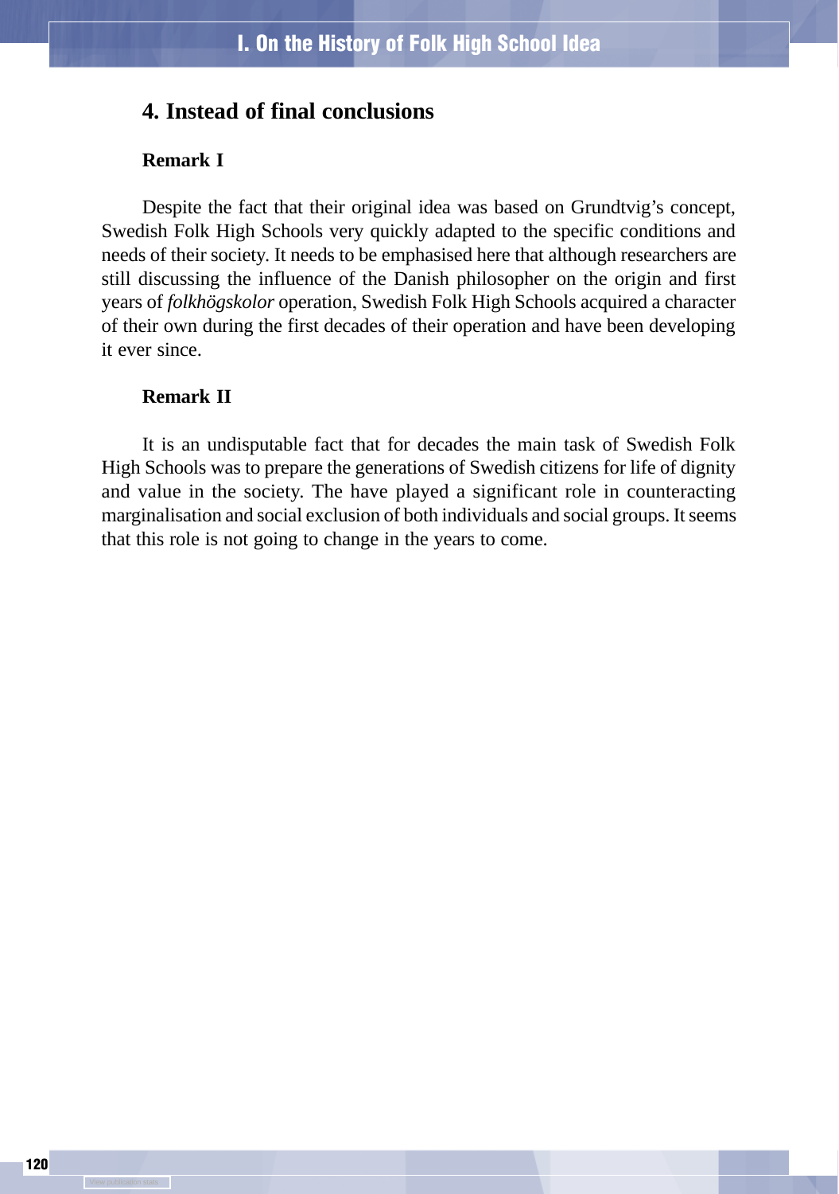## 4. Instead of final conclusions

### Remark I

Despite the fact that their original idea was based on Grundtvig's concept, Swedish Folk High Schools very quickly adapted to the specific conditions and needs of their society. It needs to be emphasised here that although researchers are still discussing the influence of the Danish philosopher on the origin and first years of *folkhögskolor* operation, Swedish Folk High Schools acquired a character of their own during the first decades of their operation and have been developing it ever since.

### Remark II

It is an undisputable fact that for decades the main task of Swedish Folk High Schools was to prepare the generations of Swedish citizens for life of dignity and value in the society. The have played a significant role in counteracting marginalisation and social exclusion of both individuals and social groups. It seems that this role is not going to change in the years to come.